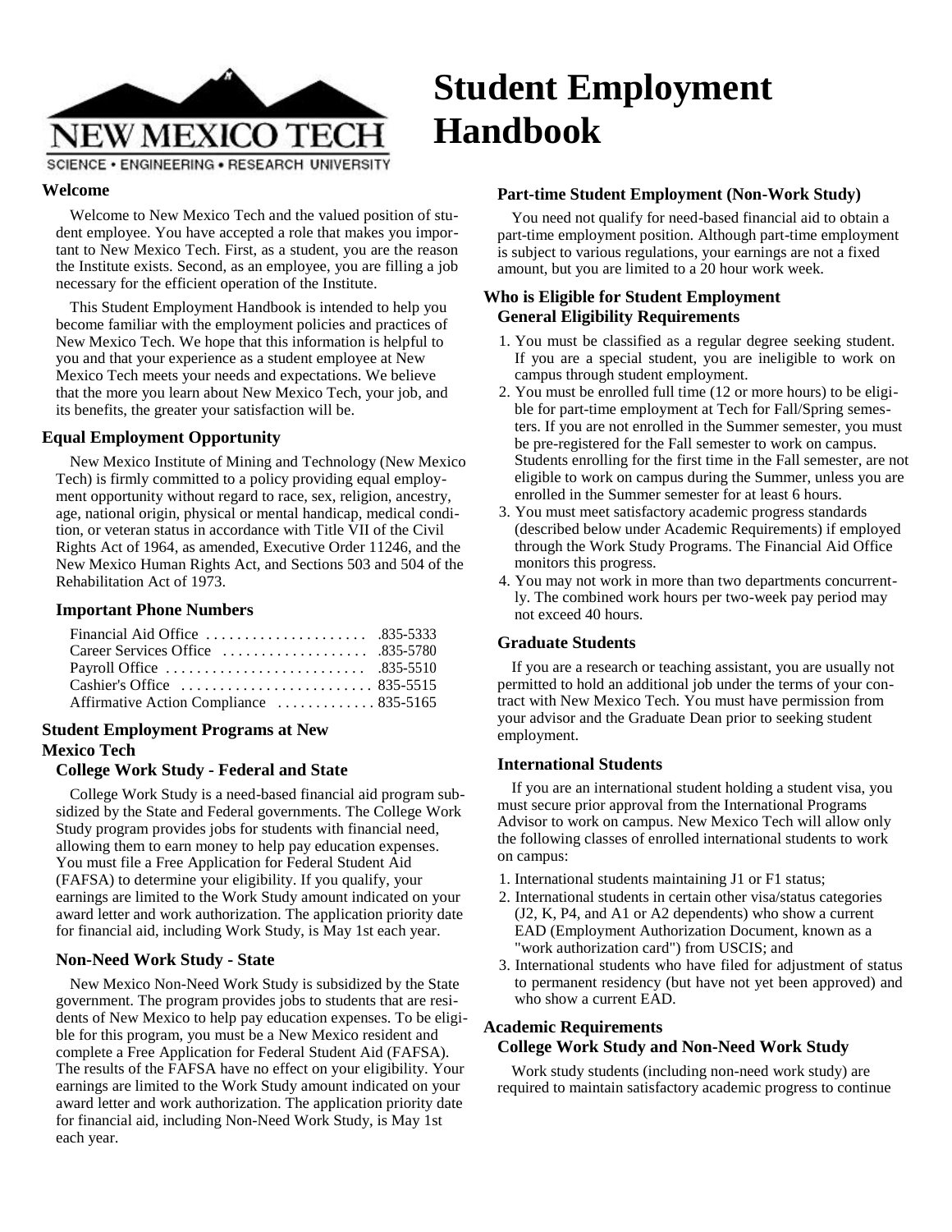# Student Employment Handbook

NEW MEXICO TECH
SCIENCE • ENGINEERING • RESEARCH UNIVERSITY

## Welcome

Welcome to New Mexico Tech and the valued position of student employee. You have accepted a role that makes you important to New Mexico Tech. First, as a student, you are the reason the Institute exists. Second, as an employee, you are filling a job necessary for the efficient operation of the Institute.

This Student Employment Handbook is intended to help you become familiar with the employment policies and practices of New Mexico Tech. We hope that this information is helpful to you and that your experience as a student employee at New Mexico Tech meets your needs and expectations. We believe that the more you learn about New Mexico Tech, your job, and its benefits, the greater your satisfaction will be.

## Equal Employment Opportunity

New Mexico Institute of Mining and Technology (New Mexico Tech) is firmly committed to a policy providing equal employment opportunity without regard to race, sex, religion, ancestry, age, national origin, physical or mental handicap, medical condition, or veteran status in accordance with Title VII of the Civil Rights Act of 1964, as amended, Executive Order 11246, and the New Mexico Human Rights Act, and Sections 503 and 504 of the Rehabilitation Act of 1973.

### Important Phone Numbers

| | |
|---|---|
| Financial Aid Office | .835-5333 |
| Career Services Office | .835-5780 |
| Payroll Office | .835-5510 |
| Cashier's Office | 835-5515 |
| Affirmative Action Compliance | 835-5165 |

## Student Employment Programs at New Mexico Tech

### College Work Study - Federal and State

College Work Study is a need-based financial aid program subsidized by the State and Federal governments. The College Work Study program provides jobs for students with financial need, allowing them to earn money to help pay education expenses. You must file a Free Application for Federal Student Aid (FAFSA) to determine your eligibility. If you qualify, your earnings are limited to the Work Study amount indicated on your award letter and work authorization. The application priority date for financial aid, including Work Study, is May 1st each year.

### Non-Need Work Study - State

New Mexico Non-Need Work Study is subsidized by the State government. The program provides jobs to students that are residents of New Mexico to help pay education expenses. To be eligible for this program, you must be a New Mexico resident and complete a Free Application for Federal Student Aid (FAFSA). The results of the FAFSA have no effect on your eligibility. Your earnings are limited to the Work Study amount indicated on your award letter and work authorization. The application priority date for financial aid, including Non-Need Work Study, is May 1st each year.

### Part-time Student Employment (Non-Work Study)

You need not qualify for need-based financial aid to obtain a part-time employment position. Although part-time employment is subject to various regulations, your earnings are not a fixed amount, but you are limited to a 20 hour work week.

## Who is Eligible for Student Employment

### General Eligibility Requirements

1. You must be classified as a regular degree seeking student. If you are a special student, you are ineligible to work on campus through student employment.
2. You must be enrolled full time (12 or more hours) to be eligible for part-time employment at Tech for Fall/Spring semesters. If you are not enrolled in the Summer semester, you must be pre-registered for the Fall semester to work on campus. Students enrolling for the first time in the Fall semester, are not eligible to work on campus during the Summer, unless you are enrolled in the Summer semester for at least 6 hours.
3. You must meet satisfactory academic progress standards (described below under Academic Requirements) if employed through the Work Study Programs. The Financial Aid Office monitors this progress.
4. You may not work in more than two departments concurrently. The combined work hours per two-week pay period may not exceed 40 hours.

### Graduate Students

If you are a research or teaching assistant, you are usually not permitted to hold an additional job under the terms of your contract with New Mexico Tech. You must have permission from your advisor and the Graduate Dean prior to seeking student employment.

### International Students

If you are an international student holding a student visa, you must secure prior approval from the International Programs Advisor to work on campus. New Mexico Tech will allow only the following classes of enrolled international students to work on campus:

1. International students maintaining J1 or F1 status;
2. International students in certain other visa/status categories (J2, K, P4, and A1 or A2 dependents) who show a current EAD (Employment Authorization Document, known as a "work authorization card") from USCIS; and
3. International students who have filed for adjustment of status to permanent residency (but have not yet been approved) and who show a current EAD.

## Academic Requirements

### College Work Study and Non-Need Work Study

Work study students (including non-need work study) are required to maintain satisfactory academic progress to continue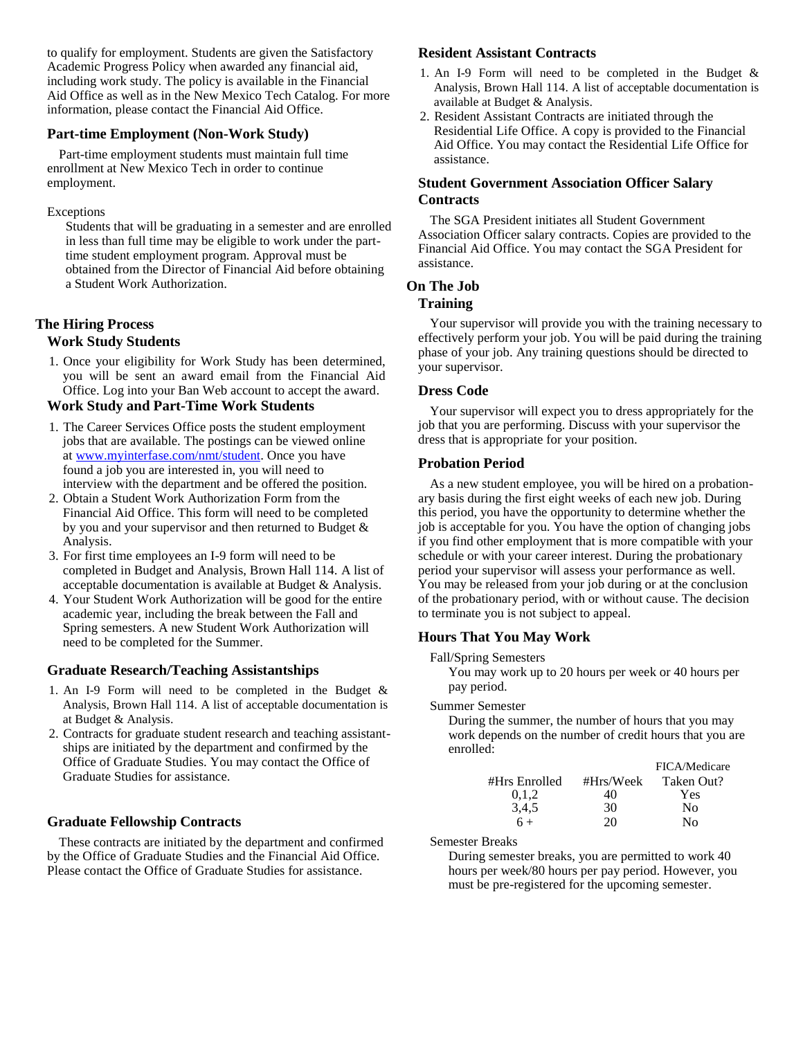to qualify for employment. Students are given the Satisfactory Academic Progress Policy when awarded any financial aid, including work study. The policy is available in the Financial Aid Office as well as in the New Mexico Tech Catalog. For more information, please contact the Financial Aid Office.

### Part-time Employment (Non-Work Study)

Part-time employment students must maintain full time enrollment at New Mexico Tech in order to continue employment.

Exceptions

Students that will be graduating in a semester and are enrolled in less than full time may be eligible to work under the part-time student employment program. Approval must be obtained from the Director of Financial Aid before obtaining a Student Work Authorization.

## The Hiring Process

### Work Study Students

1. Once your eligibility for Work Study has been determined, you will be sent an award email from the Financial Aid Office. Log into your Ban Web account to accept the award.

### Work Study and Part-Time Work Students

1. The Career Services Office posts the student employment jobs that are available. The postings can be viewed online at www.myinterfase.com/nmt/student. Once you have found a job you are interested in, you will need to interview with the department and be offered the position.
2. Obtain a Student Work Authorization Form from the Financial Aid Office. This form will need to be completed by you and your supervisor and then returned to Budget & Analysis.
3. For first time employees an I-9 form will need to be completed in Budget and Analysis, Brown Hall 114. A list of acceptable documentation is available at Budget & Analysis.
4. Your Student Work Authorization will be good for the entire academic year, including the break between the Fall and Spring semesters. A new Student Work Authorization will need to be completed for the Summer.

### Graduate Research/Teaching Assistantships

1. An I-9 Form will need to be completed in the Budget & Analysis, Brown Hall 114. A list of acceptable documentation is at Budget & Analysis.
2. Contracts for graduate student research and teaching assistantships are initiated by the department and confirmed by the Office of Graduate Studies. You may contact the Office of Graduate Studies for assistance.

### Graduate Fellowship Contracts

These contracts are initiated by the department and confirmed by the Office of Graduate Studies and the Financial Aid Office. Please contact the Office of Graduate Studies for assistance.

### Resident Assistant Contracts

1. An I-9 Form will need to be completed in the Budget & Analysis, Brown Hall 114. A list of acceptable documentation is available at Budget & Analysis.
2. Resident Assistant Contracts are initiated through the Residential Life Office. A copy is provided to the Financial Aid Office. You may contact the Residential Life Office for assistance.

### Student Government Association Officer Salary Contracts

The SGA President initiates all Student Government Association Officer salary contracts. Copies are provided to the Financial Aid Office. You may contact the SGA President for assistance.

## On The Job

### Training

Your supervisor will provide you with the training necessary to effectively perform your job. You will be paid during the training phase of your job. Any training questions should be directed to your supervisor.

### Dress Code

Your supervisor will expect you to dress appropriately for the job that you are performing. Discuss with your supervisor the dress that is appropriate for your position.

### Probation Period

As a new student employee, you will be hired on a probationary basis during the first eight weeks of each new job. During this period, you have the opportunity to determine whether the job is acceptable for you. You have the option of changing jobs if you find other employment that is more compatible with your schedule or with your career interest. During the probationary period your supervisor will assess your performance as well. You may be released from your job during or at the conclusion of the probationary period, with or without cause. The decision to terminate you is not subject to appeal.

### Hours That You May Work

Fall/Spring Semesters

You may work up to 20 hours per week or 40 hours per pay period.

Summer Semester

During the summer, the number of hours that you may work depends on the number of credit hours that you are enrolled:

| #Hrs Enrolled | #Hrs/Week | FICA/Medicare Taken Out? |
|---|---|---|
| 0,1,2 | 40 | Yes |
| 3,4,5 | 30 | No |
| 6 + | 20 | No |

Semester Breaks

During semester breaks, you are permitted to work 40 hours per week/80 hours per pay period. However, you must be pre-registered for the upcoming semester.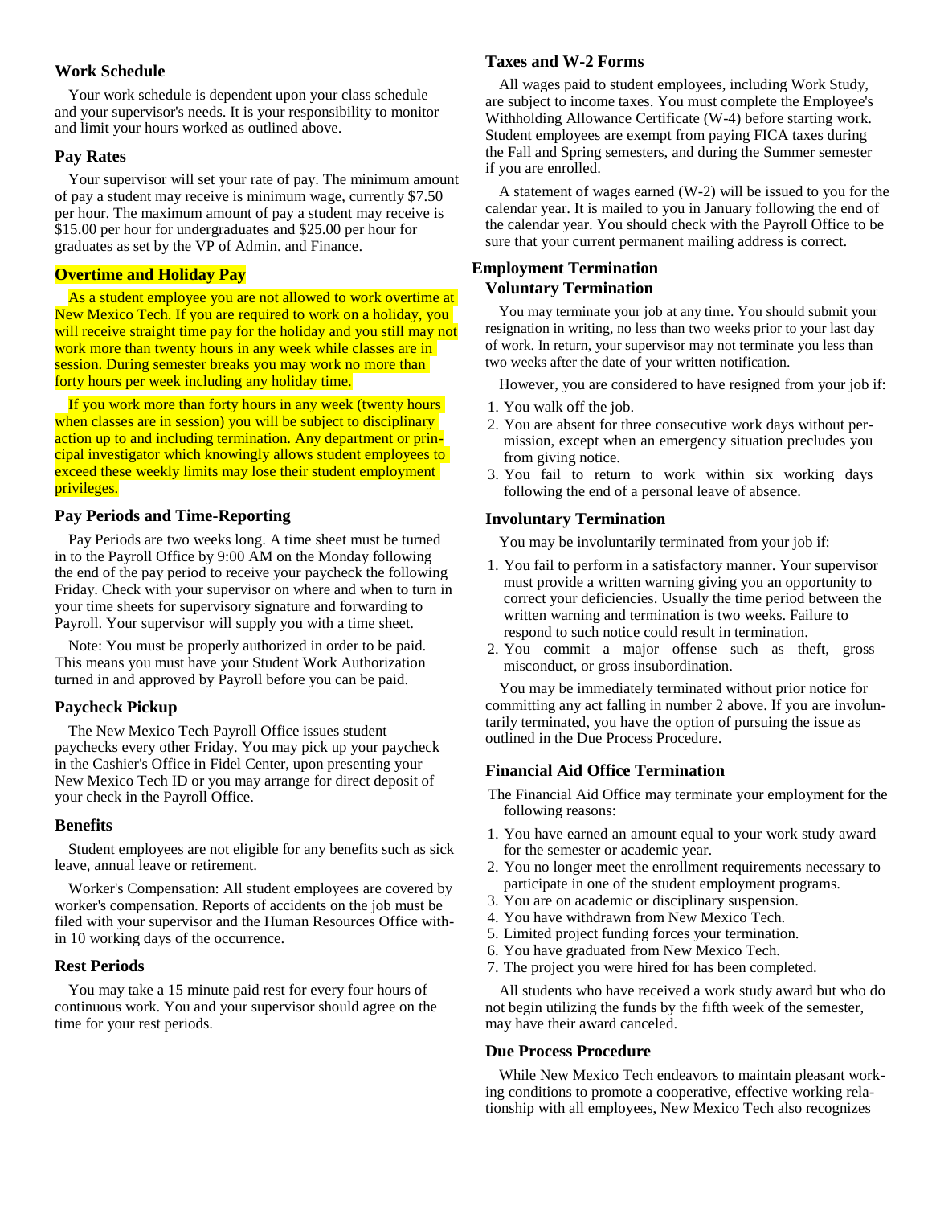### Work Schedule

Your work schedule is dependent upon your class schedule and your supervisor's needs. It is your responsibility to monitor and limit your hours worked as outlined above.

### Pay Rates

Your supervisor will set your rate of pay. The minimum amount of pay a student may receive is minimum wage, currently $7.50 per hour. The maximum amount of pay a student may receive is $15.00 per hour for undergraduates and $25.00 per hour for graduates as set by the VP of Admin. and Finance.

### Overtime and Holiday Pay

As a student employee you are not allowed to work overtime at New Mexico Tech. If you are required to work on a holiday, you will receive straight time pay for the holiday and you still may not work more than twenty hours in any week while classes are in session. During semester breaks you may work no more than forty hours per week including any holiday time.

If you work more than forty hours in any week (twenty hours when classes are in session) you will be subject to disciplinary action up to and including termination. Any department or principal investigator which knowingly allows student employees to exceed these weekly limits may lose their student employment privileges.

### Pay Periods and Time-Reporting

Pay Periods are two weeks long. A time sheet must be turned in to the Payroll Office by 9:00 AM on the Monday following the end of the pay period to receive your paycheck the following Friday. Check with your supervisor on where and when to turn in your time sheets for supervisory signature and forwarding to Payroll. Your supervisor will supply you with a time sheet.

Note: You must be properly authorized in order to be paid. This means you must have your Student Work Authorization turned in and approved by Payroll before you can be paid.

### Paycheck Pickup

The New Mexico Tech Payroll Office issues student paychecks every other Friday. You may pick up your paycheck in the Cashier's Office in Fidel Center, upon presenting your New Mexico Tech ID or you may arrange for direct deposit of your check in the Payroll Office.

### Benefits

Student employees are not eligible for any benefits such as sick leave, annual leave or retirement.

Worker's Compensation: All student employees are covered by worker's compensation. Reports of accidents on the job must be filed with your supervisor and the Human Resources Office within 10 working days of the occurrence.

### Rest Periods

You may take a 15 minute paid rest for every four hours of continuous work. You and your supervisor should agree on the time for your rest periods.

### Taxes and W-2 Forms

All wages paid to student employees, including Work Study, are subject to income taxes. You must complete the Employee's Withholding Allowance Certificate (W-4) before starting work. Student employees are exempt from paying FICA taxes during the Fall and Spring semesters, and during the Summer semester if you are enrolled.

A statement of wages earned (W-2) will be issued to you for the calendar year. It is mailed to you in January following the end of the calendar year. You should check with the Payroll Office to be sure that your current permanent mailing address is correct.

## Employment Termination

### Voluntary Termination

You may terminate your job at any time. You should submit your resignation in writing, no less than two weeks prior to your last day of work. In return, your supervisor may not terminate you less than two weeks after the date of your written notification.

However, you are considered to have resigned from your job if:

1. You walk off the job.
2. You are absent for three consecutive work days without permission, except when an emergency situation precludes you from giving notice.
3. You fail to return to work within six working days following the end of a personal leave of absence.

### Involuntary Termination

You may be involuntarily terminated from your job if:

1. You fail to perform in a satisfactory manner. Your supervisor must provide a written warning giving you an opportunity to correct your deficiencies. Usually the time period between the written warning and termination is two weeks. Failure to respond to such notice could result in termination.
2. You commit a major offense such as theft, gross misconduct, or gross insubordination.

You may be immediately terminated without prior notice for committing any act falling in number 2 above. If you are involuntarily terminated, you have the option of pursuing the issue as outlined in the Due Process Procedure.

### Financial Aid Office Termination

The Financial Aid Office may terminate your employment for the following reasons:

1. You have earned an amount equal to your work study award for the semester or academic year.
2. You no longer meet the enrollment requirements necessary to participate in one of the student employment programs.
3. You are on academic or disciplinary suspension.
4. You have withdrawn from New Mexico Tech.
5. Limited project funding forces your termination.
6. You have graduated from New Mexico Tech.
7. The project you were hired for has been completed.

All students who have received a work study award but who do not begin utilizing the funds by the fifth week of the semester, may have their award canceled.

### Due Process Procedure

While New Mexico Tech endeavors to maintain pleasant working conditions to promote a cooperative, effective working relationship with all employees, New Mexico Tech also recognizes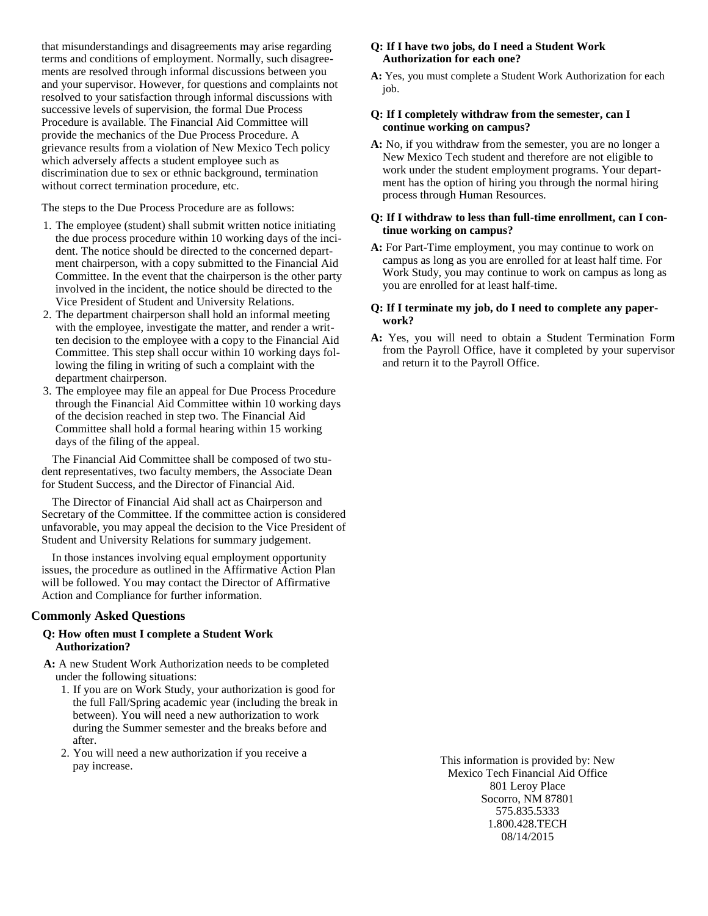that misunderstandings and disagreements may arise regarding terms and conditions of employment. Normally, such disagreements are resolved through informal discussions between you and your supervisor. However, for questions and complaints not resolved to your satisfaction through informal discussions with successive levels of supervision, the formal Due Process Procedure is available. The Financial Aid Committee will provide the mechanics of the Due Process Procedure. A grievance results from a violation of New Mexico Tech policy which adversely affects a student employee such as discrimination due to sex or ethnic background, termination without correct termination procedure, etc.

The steps to the Due Process Procedure are as follows:

1. The employee (student) shall submit written notice initiating the due process procedure within 10 working days of the incident. The notice should be directed to the concerned department chairperson, with a copy submitted to the Financial Aid Committee. In the event that the chairperson is the other party involved in the incident, the notice should be directed to the Vice President of Student and University Relations.
2. The department chairperson shall hold an informal meeting with the employee, investigate the matter, and render a written decision to the employee with a copy to the Financial Aid Committee. This step shall occur within 10 working days following the filing in writing of such a complaint with the department chairperson.
3. The employee may file an appeal for Due Process Procedure through the Financial Aid Committee within 10 working days of the decision reached in step two. The Financial Aid Committee shall hold a formal hearing within 15 working days of the filing of the appeal.

The Financial Aid Committee shall be composed of two student representatives, two faculty members, the Associate Dean for Student Success, and the Director of Financial Aid.

The Director of Financial Aid shall act as Chairperson and Secretary of the Committee. If the committee action is considered unfavorable, you may appeal the decision to the Vice President of Student and University Relations for summary judgement.

In those instances involving equal employment opportunity issues, the procedure as outlined in the Affirmative Action Plan will be followed. You may contact the Director of Affirmative Action and Compliance for further information.

## Commonly Asked Questions

**Q: How often must I complete a Student Work Authorization?**

**A:** A new Student Work Authorization needs to be completed under the following situations:

1. If you are on Work Study, your authorization is good for the full Fall/Spring academic year (including the break in between). You will need a new authorization to work during the Summer semester and the breaks before and after.
2. You will need a new authorization if you receive a pay increase.

**Q: If I have two jobs, do I need a Student Work Authorization for each one?**

**A:** Yes, you must complete a Student Work Authorization for each job.

**Q: If I completely withdraw from the semester, can I continue working on campus?**

**A:** No, if you withdraw from the semester, you are no longer a New Mexico Tech student and therefore are not eligible to work under the student employment programs. Your department has the option of hiring you through the normal hiring process through Human Resources.

**Q: If I withdraw to less than full-time enrollment, can I continue working on campus?**

**A:** For Part-Time employment, you may continue to work on campus as long as you are enrolled for at least half time. For Work Study, you may continue to work on campus as long as you are enrolled for at least half-time.

**Q: If I terminate my job, do I need to complete any paperwork?**

**A:** Yes, you will need to obtain a Student Termination Form from the Payroll Office, have it completed by your supervisor and return it to the Payroll Office.

This information is provided by: New Mexico Tech Financial Aid Office
801 Leroy Place
Socorro, NM 87801
575.835.5333
1.800.428.TECH
08/14/2015